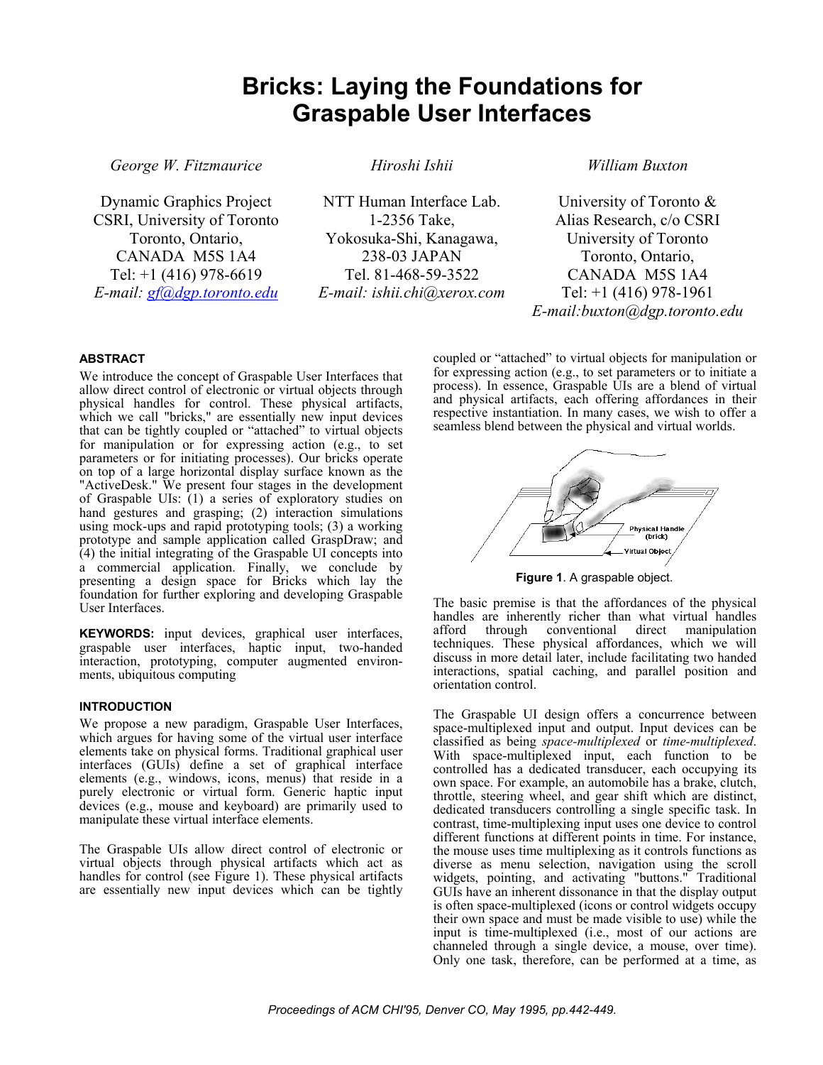# Bricks: Laying the Foundations for Graspable User Interfaces

*George W. Fitzmaurice*

Dynamic Graphics Project
CSRI, University of Toronto
Toronto, Ontario,
CANADA M5S 1A4
Tel: +1 (416) 978-6619
*E-mail: gf@dgp.toronto.edu*

*Hiroshi Ishii*

NTT Human Interface Lab.
1-2356 Take,
Yokosuka-Shi, Kanagawa,
238-03 JAPAN
Tel. 81-468-59-3522
*E-mail: ishii.chi@xerox.com*

*William Buxton*

University of Toronto &
Alias Research, c/o CSRI
University of Toronto
Toronto, Ontario,
CANADA M5S 1A4
Tel: +1 (416) 978-1961
*E-mail:buxton@dgp.toronto.edu*

## ABSTRACT

We introduce the concept of Graspable User Interfaces that allow direct control of electronic or virtual objects through physical handles for control. These physical artifacts, which we call "bricks," are essentially new input devices that can be tightly coupled or "attached" to virtual objects for manipulation or for expressing action (e.g., to set parameters or for initiating processes). Our bricks operate on top of a large horizontal display surface known as the "ActiveDesk." We present four stages in the development of Graspable UIs: (1) a series of exploratory studies on hand gestures and grasping; (2) interaction simulations using mock-ups and rapid prototyping tools; (3) a working prototype and sample application called GraspDraw; and (4) the initial integrating of the Graspable UI concepts into a commercial application. Finally, we conclude by presenting a design space for Bricks which lay the foundation for further exploring and developing Graspable User Interfaces.

**KEYWORDS:** input devices, graphical user interfaces, graspable user interfaces, haptic input, two-handed interaction, prototyping, computer augmented environments, ubiquitous computing

## INTRODUCTION

We propose a new paradigm, Graspable User Interfaces, which argues for having some of the virtual user interface elements take on physical forms. Traditional graphical user interfaces (GUIs) define a set of graphical interface elements (e.g., windows, icons, menus) that reside in a purely electronic or virtual form. Generic haptic input devices (e.g., mouse and keyboard) are primarily used to manipulate these virtual interface elements.

The Graspable UIs allow direct control of electronic or virtual objects through physical artifacts which act as handles for control (see Figure 1). These physical artifacts are essentially new input devices which can be tightly coupled or "attached" to virtual objects for manipulation or for expressing action (e.g., to set parameters or to initiate a process). In essence, Graspable UIs are a blend of virtual and physical artifacts, each offering affordances in their respective instantiation. In many cases, we wish to offer a seamless blend between the physical and virtual worlds.

**Figure 1**. A graspable object.

The basic premise is that the affordances of the physical handles are inherently richer than what virtual handles afford through conventional direct manipulation techniques. These physical affordances, which we will discuss in more detail later, include facilitating two handed interactions, spatial caching, and parallel position and orientation control.

The Graspable UI design offers a concurrence between space-multiplexed input and output. Input devices can be classified as being *space-multiplexed* or *time-multiplexed*. With space-multiplexed input, each function to be controlled has a dedicated transducer, each occupying its own space. For example, an automobile has a brake, clutch, throttle, steering wheel, and gear shift which are distinct, dedicated transducers controlling a single specific task. In contrast, time-multiplexing input uses one device to control different functions at different points in time. For instance, the mouse uses time multiplexing as it controls functions as diverse as menu selection, navigation using the scroll widgets, pointing, and activating "buttons." Traditional GUIs have an inherent dissonance in that the display output is often space-multiplexed (icons or control widgets occupy their own space and must be made visible to use) while the input is time-multiplexed (i.e., most of our actions are channeled through a single device, a mouse, over time). Only one task, therefore, can be performed at a time, as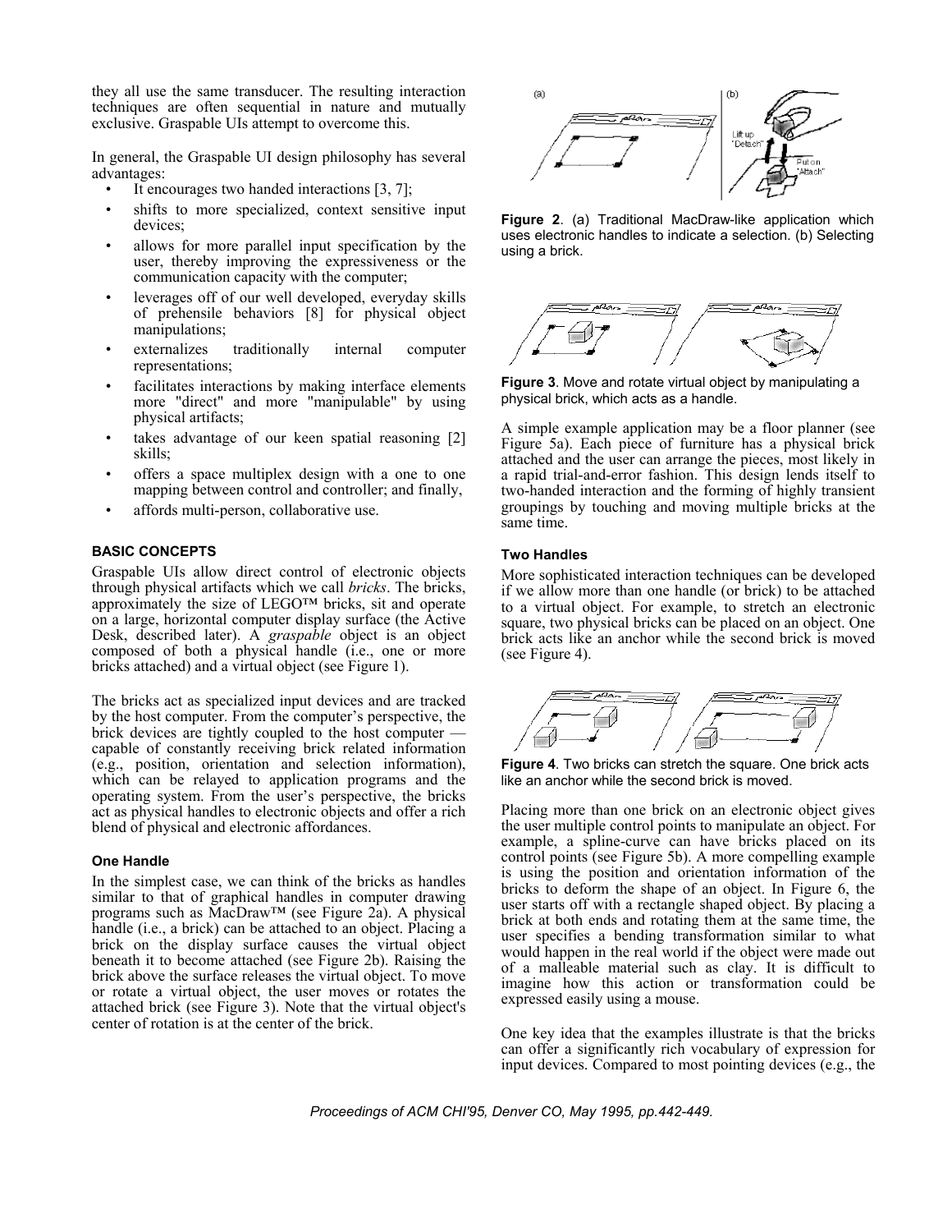they all use the same transducer. The resulting interaction techniques are often sequential in nature and mutually exclusive. Graspable UIs attempt to overcome this.

In general, the Graspable UI design philosophy has several advantages:

- It encourages two handed interactions [3, 7];
- shifts to more specialized, context sensitive input devices;
- allows for more parallel input specification by the user, thereby improving the expressiveness or the communication capacity with the computer;
- leverages off of our well developed, everyday skills of prehensile behaviors [8] for physical object manipulations;
- externalizes traditionally internal computer representations;
- facilitates interactions by making interface elements more "direct" and more "manipulable" by using physical artifacts;
- takes advantage of our keen spatial reasoning [2] skills;
- offers a space multiplex design with a one to one mapping between control and controller; and finally,
- affords multi-person, collaborative use.

## BASIC CONCEPTS

Graspable UIs allow direct control of electronic objects through physical artifacts which we call *bricks*. The bricks, approximately the size of LEGO™ bricks, sit and operate on a large, horizontal computer display surface (the Active Desk, described later). A *graspable* object is an object composed of both a physical handle (i.e., one or more bricks attached) and a virtual object (see Figure 1).

The bricks act as specialized input devices and are tracked by the host computer. From the computer's perspective, the brick devices are tightly coupled to the host computer — capable of constantly receiving brick related information (e.g., position, orientation and selection information), which can be relayed to application programs and the operating system. From the user's perspective, the bricks act as physical handles to electronic objects and offer a rich blend of physical and electronic affordances.

### One Handle

In the simplest case, we can think of the bricks as handles similar to that of graphical handles in computer drawing programs such as MacDraw™ (see Figure 2a). A physical handle (i.e., a brick) can be attached to an object. Placing a brick on the display surface causes the virtual object beneath it to become attached (see Figure 2b). Raising the brick above the surface releases the virtual object. To move or rotate a virtual object, the user moves or rotates the attached brick (see Figure 3). Note that the virtual object's center of rotation is at the center of the brick.

**Figure 2**. (a) Traditional MacDraw-like application which uses electronic handles to indicate a selection. (b) Selecting using a brick.

**Figure 3**. Move and rotate virtual object by manipulating a physical brick, which acts as a handle.

A simple example application may be a floor planner (see Figure 5a). Each piece of furniture has a physical brick attached and the user can arrange the pieces, most likely in a rapid trial-and-error fashion. This design lends itself to two-handed interaction and the forming of highly transient groupings by touching and moving multiple bricks at the same time.

### Two Handles

More sophisticated interaction techniques can be developed if we allow more than one handle (or brick) to be attached to a virtual object. For example, to stretch an electronic square, two physical bricks can be placed on an object. One brick acts like an anchor while the second brick is moved (see Figure 4).

**Figure 4**. Two bricks can stretch the square. One brick acts like an anchor while the second brick is moved.

Placing more than one brick on an electronic object gives the user multiple control points to manipulate an object. For example, a spline-curve can have bricks placed on its control points (see Figure 5b). A more compelling example is using the position and orientation information of the bricks to deform the shape of an object. In Figure 6, the user starts off with a rectangle shaped object. By placing a brick at both ends and rotating them at the same time, the user specifies a bending transformation similar to what would happen in the real world if the object were made out of a malleable material such as clay. It is difficult to imagine how this action or transformation could be expressed easily using a mouse.

One key idea that the examples illustrate is that the bricks can offer a significantly rich vocabulary of expression for input devices. Compared to most pointing devices (e.g., the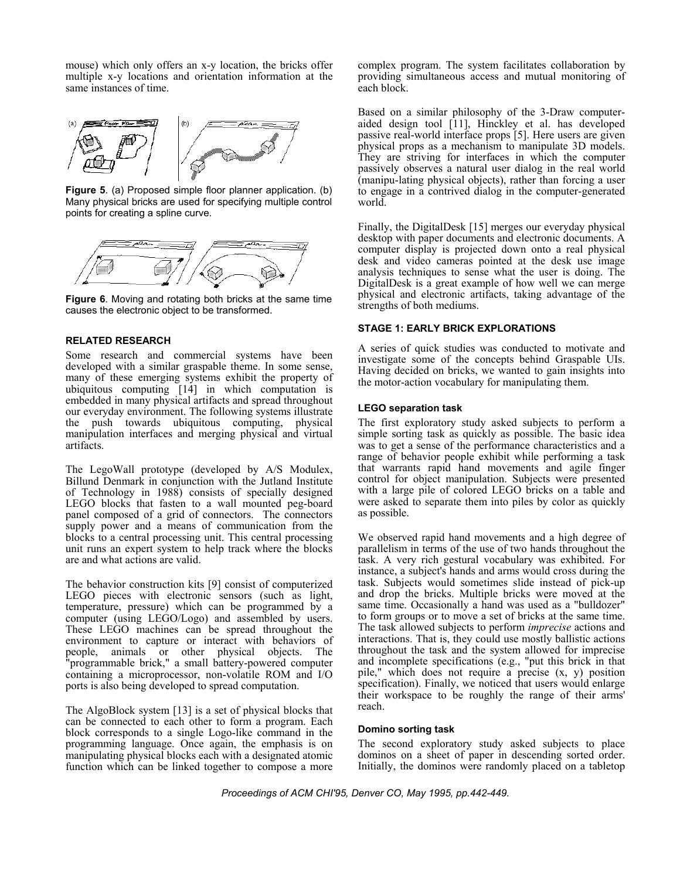mouse) which only offers an x-y location, the bricks offer multiple x-y locations and orientation information at the same instances of time.

**Figure 5**. (a) Proposed simple floor planner application. (b) Many physical bricks are used for specifying multiple control points for creating a spline curve.

**Figure 6**. Moving and rotating both bricks at the same time causes the electronic object to be transformed.

### RELATED RESEARCH

Some research and commercial systems have been developed with a similar graspable theme. In some sense, many of these emerging systems exhibit the property of ubiquitous computing [14] in which computation is embedded in many physical artifacts and spread throughout our everyday environment. The following systems illustrate the push towards ubiquitous computing, physical manipulation interfaces and merging physical and virtual artifacts.

The LegoWall prototype (developed by A/S Modulex, Billund Denmark in conjunction with the Jutland Institute of Technology in 1988) consists of specially designed LEGO blocks that fasten to a wall mounted peg-board panel composed of a grid of connectors. The connectors supply power and a means of communication from the blocks to a central processing unit. This central processing unit runs an expert system to help track where the blocks are and what actions are valid.

The behavior construction kits [9] consist of computerized LEGO pieces with electronic sensors (such as light, temperature, pressure) which can be programmed by a computer (using LEGO/Logo) and assembled by users. These LEGO machines can be spread throughout the environment to capture or interact with behaviors of people, animals or other physical objects. The "programmable brick," a small battery-powered computer containing a microprocessor, non-volatile ROM and I/O ports is also being developed to spread computation.

The AlgoBlock system [13] is a set of physical blocks that can be connected to each other to form a program. Each block corresponds to a single Logo-like command in the programming language. Once again, the emphasis is on manipulating physical blocks each with a designated atomic function which can be linked together to compose a more complex program. The system facilitates collaboration by providing simultaneous access and mutual monitoring of each block.

Based on a similar philosophy of the 3-Draw computer-aided design tool [11], Hinckley et al. has developed passive real-world interface props [5]. Here users are given physical props as a mechanism to manipulate 3D models. They are striving for interfaces in which the computer passively observes a natural user dialog in the real world (manipu-lating physical objects), rather than forcing a user to engage in a contrived dialog in the computer-generated world.

Finally, the DigitalDesk [15] merges our everyday physical desktop with paper documents and electronic documents. A computer display is projected down onto a real physical desk and video cameras pointed at the desk use image analysis techniques to sense what the user is doing. The DigitalDesk is a great example of how well we can merge physical and electronic artifacts, taking advantage of the strengths of both mediums.

### STAGE 1: EARLY BRICK EXPLORATIONS

A series of quick studies was conducted to motivate and investigate some of the concepts behind Graspable UIs. Having decided on bricks, we wanted to gain insights into the motor-action vocabulary for manipulating them.

#### LEGO separation task

The first exploratory study asked subjects to perform a simple sorting task as quickly as possible. The basic idea was to get a sense of the performance characteristics and a range of behavior people exhibit while performing a task that warrants rapid hand movements and agile finger control for object manipulation. Subjects were presented with a large pile of colored LEGO bricks on a table and were asked to separate them into piles by color as quickly as possible.

We observed rapid hand movements and a high degree of parallelism in terms of the use of two hands throughout the task. A very rich gestural vocabulary was exhibited. For instance, a subject's hands and arms would cross during the task. Subjects would sometimes slide instead of pick-up and drop the bricks. Multiple bricks were moved at the same time. Occasionally a hand was used as a "bulldozer" to form groups or to move a set of bricks at the same time. The task allowed subjects to perform *imprecise* actions and interactions. That is, they could use mostly ballistic actions throughout the task and the system allowed for imprecise and incomplete specifications (e.g., "put this brick in that pile," which does not require a precise (x, y) position specification). Finally, we noticed that users would enlarge their workspace to be roughly the range of their arms' reach.

#### Domino sorting task

The second exploratory study asked subjects to place dominos on a sheet of paper in descending sorted order. Initially, the dominos were randomly placed on a tabletop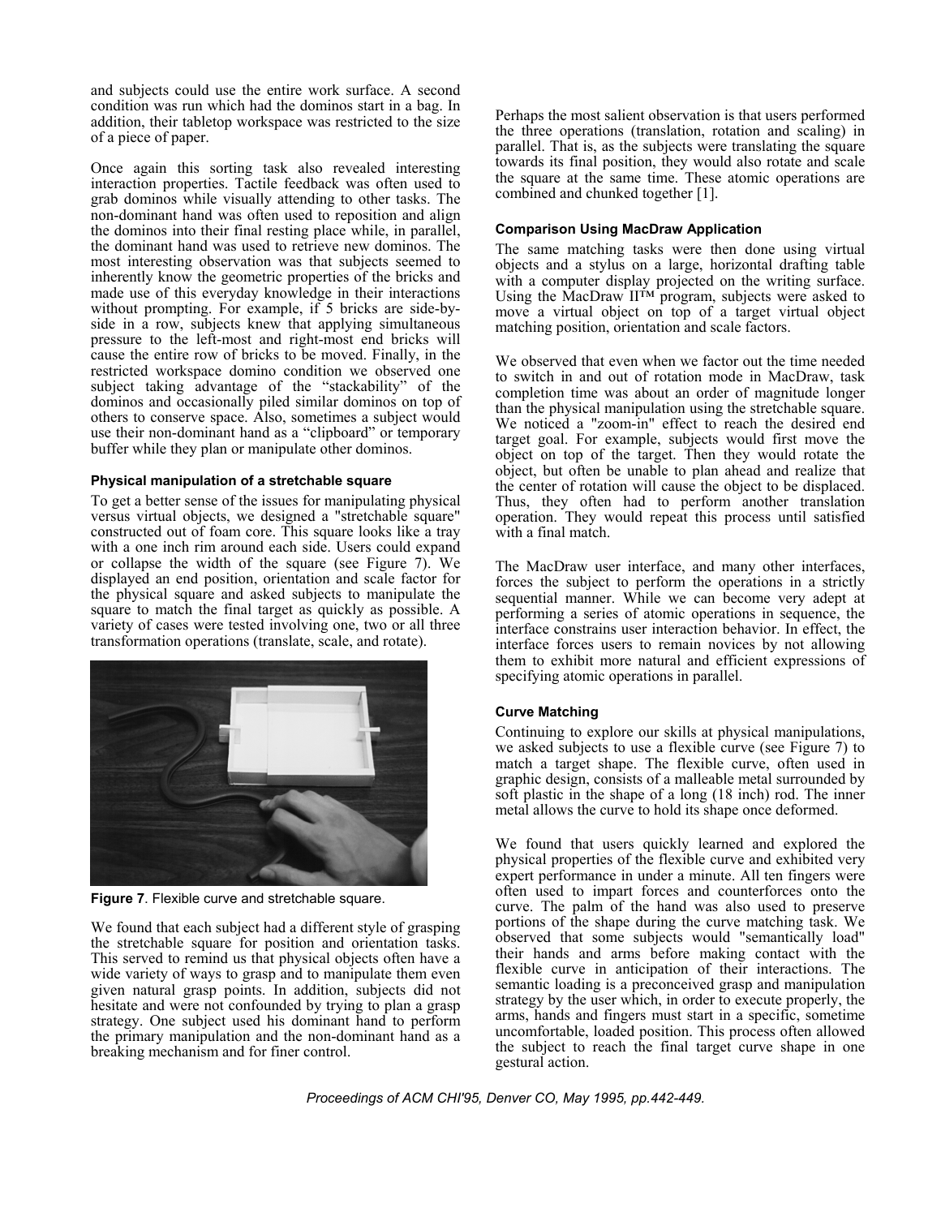and subjects could use the entire work surface. A second condition was run which had the dominos start in a bag. In addition, their tabletop workspace was restricted to the size of a piece of paper.

Once again this sorting task also revealed interesting interaction properties. Tactile feedback was often used to grab dominos while visually attending to other tasks. The non-dominant hand was often used to reposition and align the dominos into their final resting place while, in parallel, the dominant hand was used to retrieve new dominos. The most interesting observation was that subjects seemed to inherently know the geometric properties of the bricks and made use of this everyday knowledge in their interactions without prompting. For example, if 5 bricks are side-by-side in a row, subjects knew that applying simultaneous pressure to the left-most and right-most end bricks will cause the entire row of bricks to be moved. Finally, in the restricted workspace domino condition we observed one subject taking advantage of the "stackability" of the dominos and occasionally piled similar dominos on top of others to conserve space. Also, sometimes a subject would use their non-dominant hand as a "clipboard" or temporary buffer while they plan or manipulate other dominos.

#### Physical manipulation of a stretchable square

To get a better sense of the issues for manipulating physical versus virtual objects, we designed a "stretchable square" constructed out of foam core. This square looks like a tray with a one inch rim around each side. Users could expand or collapse the width of the square (see Figure 7). We displayed an end position, orientation and scale factor for the physical square and asked subjects to manipulate the square to match the final target as quickly as possible. A variety of cases were tested involving one, two or all three transformation operations (translate, scale, and rotate).

**Figure 7**. Flexible curve and stretchable square.

We found that each subject had a different style of grasping the stretchable square for position and orientation tasks. This served to remind us that physical objects often have a wide variety of ways to grasp and to manipulate them even given natural grasp points. In addition, subjects did not hesitate and were not confounded by trying to plan a grasp strategy. One subject used his dominant hand to perform the primary manipulation and the non-dominant hand as a breaking mechanism and for finer control.

Perhaps the most salient observation is that users performed the three operations (translation, rotation and scaling) in parallel. That is, as the subjects were translating the square towards its final position, they would also rotate and scale the square at the same time. These atomic operations are combined and chunked together [1].

#### Comparison Using MacDraw Application

The same matching tasks were then done using virtual objects and a stylus on a large, horizontal drafting table with a computer display projected on the writing surface. Using the MacDraw II™ program, subjects were asked to move a virtual object on top of a target virtual object matching position, orientation and scale factors.

We observed that even when we factor out the time needed to switch in and out of rotation mode in MacDraw, task completion time was about an order of magnitude longer than the physical manipulation using the stretchable square. We noticed a "zoom-in" effect to reach the desired end target goal. For example, subjects would first move the object on top of the target. Then they would rotate the object, but often be unable to plan ahead and realize that the center of rotation will cause the object to be displaced. Thus, they often had to perform another translation operation. They would repeat this process until satisfied with a final match.

The MacDraw user interface, and many other interfaces, forces the subject to perform the operations in a strictly sequential manner. While we can become very adept at performing a series of atomic operations in sequence, the interface constrains user interaction behavior. In effect, the interface forces users to remain novices by not allowing them to exhibit more natural and efficient expressions of specifying atomic operations in parallel.

#### Curve Matching

Continuing to explore our skills at physical manipulations, we asked subjects to use a flexible curve (see Figure 7) to match a target shape. The flexible curve, often used in graphic design, consists of a malleable metal surrounded by soft plastic in the shape of a long (18 inch) rod. The inner metal allows the curve to hold its shape once deformed.

We found that users quickly learned and explored the physical properties of the flexible curve and exhibited very expert performance in under a minute. All ten fingers were often used to impart forces and counterforces onto the curve. The palm of the hand was also used to preserve portions of the shape during the curve matching task. We observed that some subjects would "semantically load" their hands and arms before making contact with the flexible curve in anticipation of their interactions. The semantic loading is a preconceived grasp and manipulation strategy by the user which, in order to execute properly, the arms, hands and fingers must start in a specific, sometime uncomfortable, loaded position. This process often allowed the subject to reach the final target curve shape in one gestural action.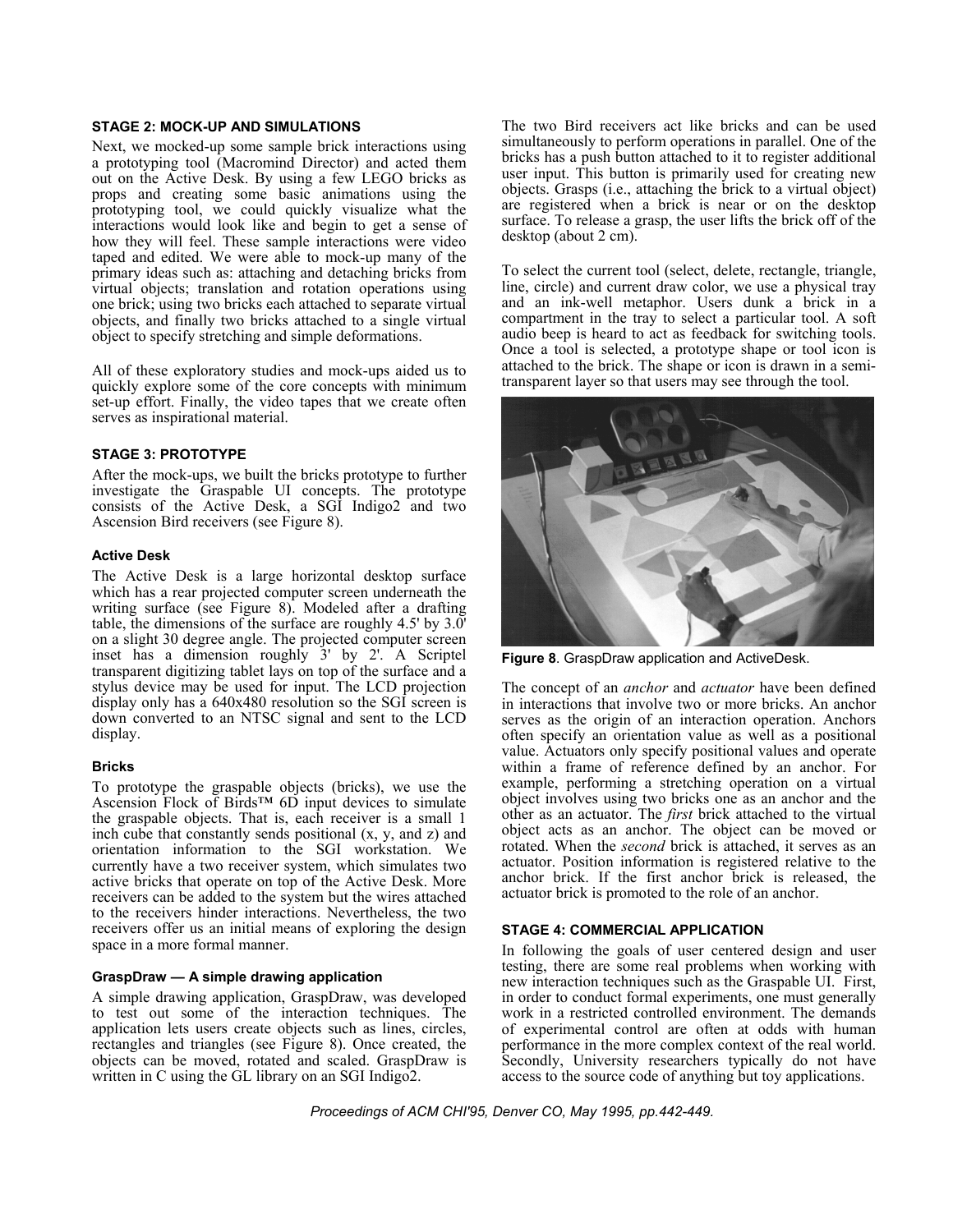### STAGE 2: MOCK-UP AND SIMULATIONS

Next, we mocked-up some sample brick interactions using a prototyping tool (Macromind Director) and acted them out on the Active Desk. By using a few LEGO bricks as props and creating some basic animations using the prototyping tool, we could quickly visualize what the interactions would look like and begin to get a sense of how they will feel. These sample interactions were video taped and edited. We were able to mock-up many of the primary ideas such as: attaching and detaching bricks from virtual objects; translation and rotation operations using one brick; using two bricks each attached to separate virtual objects, and finally two bricks attached to a single virtual object to specify stretching and simple deformations.

All of these exploratory studies and mock-ups aided us to quickly explore some of the core concepts with minimum set-up effort. Finally, the video tapes that we create often serves as inspirational material.

### STAGE 3: PROTOTYPE

After the mock-ups, we built the bricks prototype to further investigate the Graspable UI concepts. The prototype consists of the Active Desk, a SGI Indigo2 and two Ascension Bird receivers (see Figure 8).

#### Active Desk

The Active Desk is a large horizontal desktop surface which has a rear projected computer screen underneath the writing surface (see Figure 8). Modeled after a drafting table, the dimensions of the surface are roughly 4.5' by 3.0' on a slight 30 degree angle. The projected computer screen inset has a dimension roughly 3' by 2'. A Scriptel transparent digitizing tablet lays on top of the surface and a stylus device may be used for input. The LCD projection display only has a 640x480 resolution so the SGI screen is down converted to an NTSC signal and sent to the LCD display.

#### Bricks

To prototype the graspable objects (bricks), we use the Ascension Flock of Birds™ 6D input devices to simulate the graspable objects. That is, each receiver is a small 1 inch cube that constantly sends positional (x, y, and z) and orientation information to the SGI workstation. We currently have a two receiver system, which simulates two active bricks that operate on top of the Active Desk. More receivers can be added to the system but the wires attached to the receivers hinder interactions. Nevertheless, the two receivers offer us an initial means of exploring the design space in a more formal manner.

#### GraspDraw — A simple drawing application

A simple drawing application, GraspDraw, was developed to test out some of the interaction techniques. The application lets users create objects such as lines, circles, rectangles and triangles (see Figure 8). Once created, the objects can be moved, rotated and scaled. GraspDraw is written in C using the GL library on an SGI Indigo2.

The two Bird receivers act like bricks and can be used simultaneously to perform operations in parallel. One of the bricks has a push button attached to it to register additional user input. This button is primarily used for creating new objects. Grasps (i.e., attaching the brick to a virtual object) are registered when a brick is near or on the desktop surface. To release a grasp, the user lifts the brick off of the desktop (about 2 cm).

To select the current tool (select, delete, rectangle, triangle, line, circle) and current draw color, we use a physical tray and an ink-well metaphor. Users dunk a brick in a compartment in the tray to select a particular tool. A soft audio beep is heard to act as feedback for switching tools. Once a tool is selected, a prototype shape or tool icon is attached to the brick. The shape or icon is drawn in a semi-transparent layer so that users may see through the tool.

**Figure 8**. GraspDraw application and ActiveDesk.

The concept of an *anchor* and *actuator* have been defined in interactions that involve two or more bricks. An anchor serves as the origin of an interaction operation. Anchors often specify an orientation value as well as a positional value. Actuators only specify positional values and operate within a frame of reference defined by an anchor. For example, performing a stretching operation on a virtual object involves using two bricks one as an anchor and the other as an actuator. The *first* brick attached to the virtual object acts as an anchor. The object can be moved or rotated. When the *second* brick is attached, it serves as an actuator. Position information is registered relative to the anchor brick. If the first anchor brick is released, the actuator brick is promoted to the role of an anchor.

### STAGE 4: COMMERCIAL APPLICATION

In following the goals of user centered design and user testing, there are some real problems when working with new interaction techniques such as the Graspable UI. First, in order to conduct formal experiments, one must generally work in a restricted controlled environment. The demands of experimental control are often at odds with human performance in the more complex context of the real world. Secondly, University researchers typically do not have access to the source code of anything but toy applications.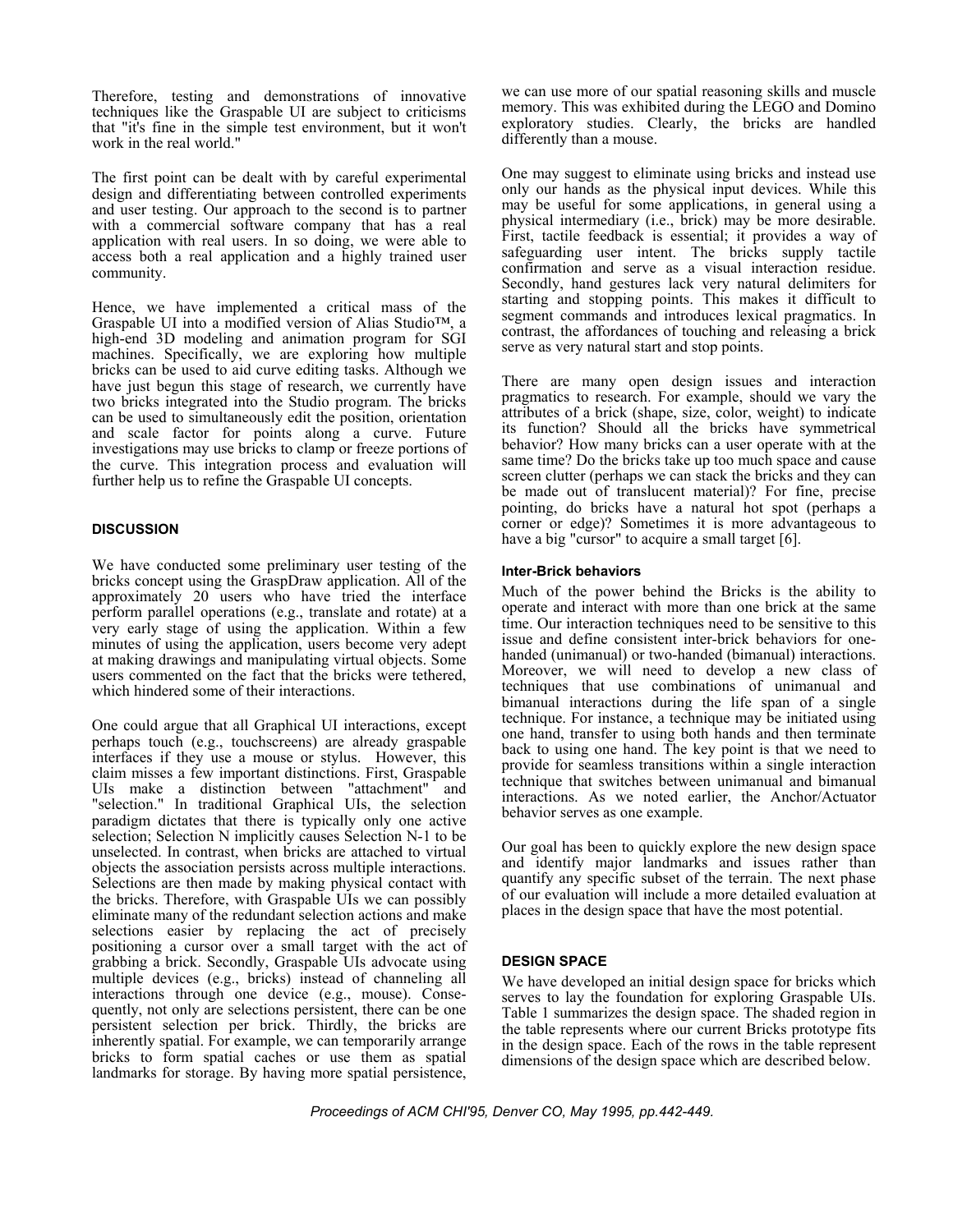Therefore, testing and demonstrations of innovative techniques like the Graspable UI are subject to criticisms that "it's fine in the simple test environment, but it won't work in the real world."

The first point can be dealt with by careful experimental design and differentiating between controlled experiments and user testing. Our approach to the second is to partner with a commercial software company that has a real application with real users. In so doing, we were able to access both a real application and a highly trained user community.

Hence, we have implemented a critical mass of the Graspable UI into a modified version of Alias Studio™, a high-end 3D modeling and animation program for SGI machines. Specifically, we are exploring how multiple bricks can be used to aid curve editing tasks. Although we have just begun this stage of research, we currently have two bricks integrated into the Studio program. The bricks can be used to simultaneously edit the position, orientation and scale factor for points along a curve. Future investigations may use bricks to clamp or freeze portions of the curve. This integration process and evaluation will further help us to refine the Graspable UI concepts.

## DISCUSSION

We have conducted some preliminary user testing of the bricks concept using the GraspDraw application. All of the approximately 20 users who have tried the interface perform parallel operations (e.g., translate and rotate) at a very early stage of using the application. Within a few minutes of using the application, users become very adept at making drawings and manipulating virtual objects. Some users commented on the fact that the bricks were tethered, which hindered some of their interactions.

One could argue that all Graphical UI interactions, except perhaps touch (e.g., touchscreens) are already graspable interfaces if they use a mouse or stylus. However, this claim misses a few important distinctions. First, Graspable UIs make a distinction between "attachment" and "selection." In traditional Graphical UIs, the selection paradigm dictates that there is typically only one active selection; Selection N implicitly causes Selection N-1 to be unselected. In contrast, when bricks are attached to virtual objects the association persists across multiple interactions. Selections are then made by making physical contact with the bricks. Therefore, with Graspable UIs we can possibly eliminate many of the redundant selection actions and make selections easier by replacing the act of precisely positioning a cursor over a small target with the act of grabbing a brick. Secondly, Graspable UIs advocate using multiple devices (e.g., bricks) instead of channeling all interactions through one device (e.g., mouse). Consequently, not only are selections persistent, there can be one persistent selection per brick. Thirdly, the bricks are inherently spatial. For example, we can temporarily arrange bricks to form spatial caches or use them as spatial landmarks for storage. By having more spatial persistence, we can use more of our spatial reasoning skills and muscle memory. This was exhibited during the LEGO and Domino exploratory studies. Clearly, the bricks are handled differently than a mouse.

One may suggest to eliminate using bricks and instead use only our hands as the physical input devices. While this may be useful for some applications, in general using a physical intermediary (i.e., brick) may be more desirable. First, tactile feedback is essential; it provides a way of safeguarding user intent. The bricks supply tactile confirmation and serve as a visual interaction residue. Secondly, hand gestures lack very natural delimiters for starting and stopping points. This makes it difficult to segment commands and introduces lexical pragmatics. In contrast, the affordances of touching and releasing a brick serve as very natural start and stop points.

There are many open design issues and interaction pragmatics to research. For example, should we vary the attributes of a brick (shape, size, color, weight) to indicate its function? Should all the bricks have symmetrical behavior? How many bricks can a user operate with at the same time? Do the bricks take up too much space and cause screen clutter (perhaps we can stack the bricks and they can be made out of translucent material)? For fine, precise pointing, do bricks have a natural hot spot (perhaps a corner or edge)? Sometimes it is more advantageous to have a big "cursor" to acquire a small target [6].

### Inter-Brick behaviors

Much of the power behind the Bricks is the ability to operate and interact with more than one brick at the same time. Our interaction techniques need to be sensitive to this issue and define consistent inter-brick behaviors for one-handed (unimanual) or two-handed (bimanual) interactions. Moreover, we will need to develop a new class of techniques that use combinations of unimanual and bimanual interactions during the life span of a single technique. For instance, a technique may be initiated using one hand, transfer to using both hands and then terminate back to using one hand. The key point is that we need to provide for seamless transitions within a single interaction technique that switches between unimanual and bimanual interactions. As we noted earlier, the Anchor/Actuator behavior serves as one example.

Our goal has been to quickly explore the new design space and identify major landmarks and issues rather than quantify any specific subset of the terrain. The next phase of our evaluation will include a more detailed evaluation at places in the design space that have the most potential.

## DESIGN SPACE

We have developed an initial design space for bricks which serves to lay the foundation for exploring Graspable UIs. Table 1 summarizes the design space. The shaded region in the table represents where our current Bricks prototype fits in the design space. Each of the rows in the table represent dimensions of the design space which are described below.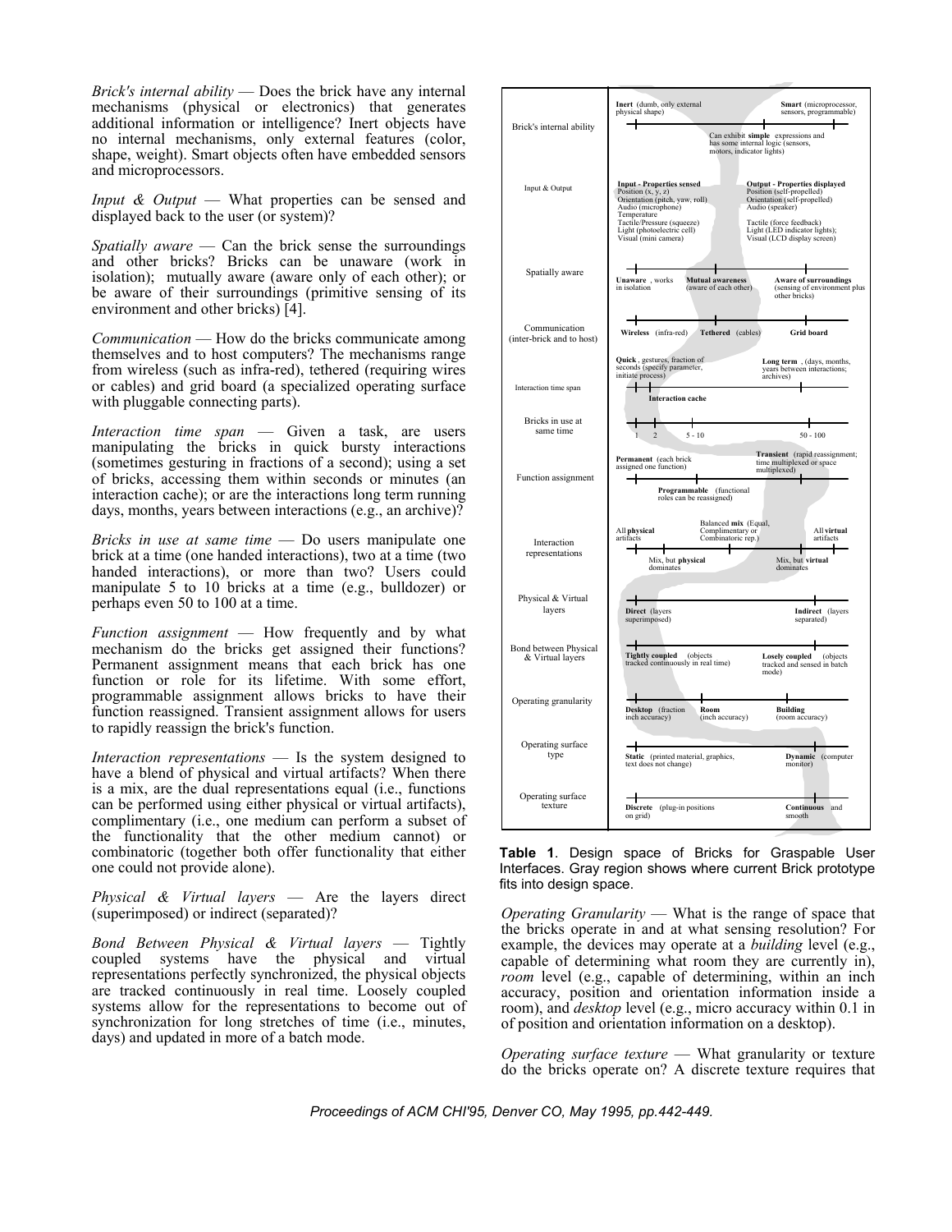*Brick's internal ability* — Does the brick have any internal mechanisms (physical or electronics) that generates additional information or intelligence? Inert objects have no internal mechanisms, only external features (color, shape, weight). Smart objects often have embedded sensors and microprocessors.

*Input & Output* — What properties can be sensed and displayed back to the user (or system)?

*Spatially aware* — Can the brick sense the surroundings and other bricks? Bricks can be unaware (work in isolation); mutually aware (aware only of each other); or be aware of their surroundings (primitive sensing of its environment and other bricks) [4].

*Communication* — How do the bricks communicate among themselves and to host computers? The mechanisms range from wireless (such as infra-red), tethered (requiring wires or cables) and grid board (a specialized operating surface with pluggable connecting parts).

*Interaction time span* — Given a task, are users manipulating the bricks in quick bursty interactions (sometimes gesturing in fractions of a second); using a set of bricks, accessing them within seconds or minutes (an interaction cache); or are the interactions long term running days, months, years between interactions (e.g., an archive)?

*Bricks in use at same time* — Do users manipulate one brick at a time (one handed interactions), two at a time (two handed interactions), or more than two? Users could manipulate 5 to 10 bricks at a time (e.g., bulldozer) or perhaps even 50 to 100 at a time.

*Function assignment* — How frequently and by what mechanism do the bricks get assigned their functions? Permanent assignment means that each brick has one function or role for its lifetime. With some effort, programmable assignment allows bricks to have their function reassigned. Transient assignment allows for users to rapidly reassign the brick's function.

*Interaction representations* — Is the system designed to have a blend of physical and virtual artifacts? When there is a mix, are the dual representations equal (i.e., functions can be performed using either physical or virtual artifacts), complimentary (i.e., one medium can perform a subset of the functionality that the other medium cannot) or combinatoric (together both offer functionality that either one could not provide alone).

*Physical & Virtual layers* — Are the layers direct (superimposed) or indirect (separated)?

*Bond Between Physical & Virtual layers* — Tightly coupled systems have the physical and virtual representations perfectly synchronized, the physical objects are tracked continuously in real time. Loosely coupled systems allow for the representations to become out of synchronization for long stretches of time (i.e., minutes, days) and updated in more of a batch mode.

| Dimension | Design space |
|---|---|
| Brick's internal ability | **Inert** (dumb, only external physical shape) — Can exhibit **simple** expressions and has some internal logic (sensors, motors, indicator lights) — **Smart** (microprocessor, sensors, programmable) |
| Input & Output | **Input - Properties sensed**: Position (x, y, z); Orientation (pitch, yaw, roll); Audio (microphone); Temperature; Tactile/Pressure (squeeze); Light (photoelectric cell); Visual (mini camera) — **Output - Properties displayed**: Position (self-propelled); Orientation (self-propelled); Audio (speaker); Tactile (force feedback); Light (LED indicator lights); Visual (LCD display screen) |
| Spatially aware | **Unaware**, works in isolation — **Mutual awareness** (aware of each other) — **Aware of surroundings** (sensing of environment plus other bricks) |
| Communication (inter-brick and to host) | **Wireless** (infra-red) — **Tethered** (cables) — **Grid board** |
| Interaction time span | **Quick**, gestures, fraction of seconds (specify parameter, initiate process) — **Interaction cache** — **Long term**, (days, months, years between interactions; archives) |
| Bricks in use at same time | 1 — 2 — 5 - 10 — 50 - 100 |
| Function assignment | **Permanent** (each brick assigned one function) — **Programmable** (functional roles can be reassigned) — **Transient** (rapid reassignment; time multiplexed or space multiplexed) |
| Interaction representations | All **physical** artifacts — Mix, but **physical** dominates — Balanced **mix** (Equal, Complimentary or Combinatoric rep.) — Mix, but **virtual** dominates — All **virtual** artifacts |
| Physical & Virtual layers | **Direct** (layers superimposed) — **Indirect** (layers separated) |
| Bond between Physical & Virtual layers | **Tightly coupled** (objects tracked continuously in real time) — **Losely coupled** (objects tracked and sensed in batch mode) |
| Operating granularity | **Desktop** (fraction inch accuracy) — **Room** (inch accuracy) — **Building** (room accuracy) |
| Operating surface type | **Static** (printed material, graphics, text does not change) — **Dynamic** (computer monitor) |
| Operating surface texture | **Discrete** (plug-in positions on grid) — **Continuous** and smooth |

**Table 1**. Design space of Bricks for Graspable User Interfaces. Gray region shows where current Brick prototype fits into design space.

*Operating Granularity* — What is the range of space that the bricks operate in and at what sensing resolution? For example, the devices may operate at a *building* level (e.g., capable of determining what room they are currently in), *room* level (e.g., capable of determining, within an inch accuracy, position and orientation information inside a room), and *desktop* level (e.g., micro accuracy within 0.1 in of position and orientation information on a desktop).

*Operating surface texture* — What granularity or texture do the bricks operate on? A discrete texture requires that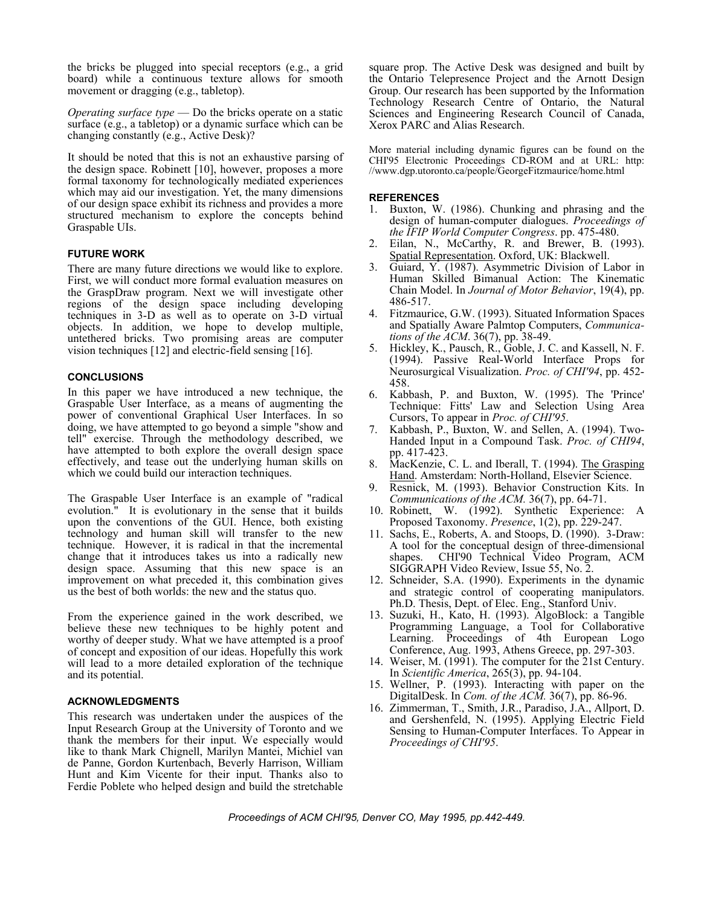the bricks be plugged into special receptors (e.g., a grid board) while a continuous texture allows for smooth movement or dragging (e.g., tabletop).

*Operating surface type* — Do the bricks operate on a static surface (e.g., a tabletop) or a dynamic surface which can be changing constantly (e.g., Active Desk)?

It should be noted that this is not an exhaustive parsing of the design space. Robinett [10], however, proposes a more formal taxonomy for technologically mediated experiences which may aid our investigation. Yet, the many dimensions of our design space exhibit its richness and provides a more structured mechanism to explore the concepts behind Graspable UIs.

## FUTURE WORK

There are many future directions we would like to explore. First, we will conduct more formal evaluation measures on the GraspDraw program. Next we will investigate other regions of the design space including developing techniques in 3-D as well as to operate on 3-D virtual objects. In addition, we hope to develop multiple, untethered bricks. Two promising areas are computer vision techniques [12] and electric-field sensing [16].

## CONCLUSIONS

In this paper we have introduced a new technique, the Graspable User Interface, as a means of augmenting the power of conventional Graphical User Interfaces. In so doing, we have attempted to go beyond a simple "show and tell" exercise. Through the methodology described, we have attempted to both explore the overall design space effectively, and tease out the underlying human skills on which we could build our interaction techniques.

The Graspable User Interface is an example of "radical evolution." It is evolutionary in the sense that it builds upon the conventions of the GUI. Hence, both existing technology and human skill will transfer to the new technique. However, it is radical in that the incremental change that it introduces takes us into a radically new design space. Assuming that this new space is an improvement on what preceded it, this combination gives us the best of both worlds: the new and the status quo.

From the experience gained in the work described, we believe these new techniques to be highly potent and worthy of deeper study. What we have attempted is a proof of concept and exposition of our ideas. Hopefully this work will lead to a more detailed exploration of the technique and its potential.

## ACKNOWLEDGMENTS

This research was undertaken under the auspices of the Input Research Group at the University of Toronto and we thank the members for their input. We especially would like to thank Mark Chignell, Marilyn Mantei, Michiel van de Panne, Gordon Kurtenbach, Beverly Harrison, William Hunt and Kim Vicente for their input. Thanks also to Ferdie Poblete who helped design and build the stretchable square prop. The Active Desk was designed and built by the Ontario Telepresence Project and the Arnott Design Group. Our research has been supported by the Information Technology Research Centre of Ontario, the Natural Sciences and Engineering Research Council of Canada, Xerox PARC and Alias Research.

More material including dynamic figures can be found on the CHI'95 Electronic Proceedings CD-ROM and at URL: http: //www.dgp.utoronto.ca/people/GeorgeFitzmaurice/home.html

## REFERENCES

1. Buxton, W. (1986). Chunking and phrasing and the design of human-computer dialogues. *Proceedings of the IFIP World Computer Congress*. pp. 475-480.
2. Eilan, N., McCarthy, R. and Brewer, B. (1993). Spatial Representation. Oxford, UK: Blackwell.
3. Guiard, Y. (1987). Asymmetric Division of Labor in Human Skilled Bimanual Action: The Kinematic Chain Model. In *Journal of Motor Behavior*, 19(4), pp. 486-517.
4. Fitzmaurice, G.W. (1993). Situated Information Spaces and Spatially Aware Palmtop Computers, *Communications of the ACM*. 36(7), pp. 38-49.
5. Hickley, K., Pausch, R., Goble, J. C. and Kassell, N. F. (1994). Passive Real-World Interface Props for Neurosurgical Visualization. *Proc. of CHI'94*, pp. 452-458.
6. Kabbash, P. and Buxton, W. (1995). The 'Prince' Technique: Fitts' Law and Selection Using Area Cursors, To appear in *Proc. of CHI'95*.
7. Kabbash, P., Buxton, W. and Sellen, A. (1994). Two-Handed Input in a Compound Task. *Proc. of CHI94*, pp. 417-423.
8. MacKenzie, C. L. and Iberall, T. (1994). The Grasping Hand. Amsterdam: North-Holland, Elsevier Science.
9. Resnick, M. (1993). Behavior Construction Kits. In *Communications of the ACM.* 36(7), pp. 64-71.
10. Robinett, W. (1992). Synthetic Experience: A Proposed Taxonomy. *Presence*, 1(2), pp. 229-247.
11. Sachs, E., Roberts, A. and Stoops, D. (1990). 3-Draw: A tool for the conceptual design of three-dimensional shapes. CHI'90 Technical Video Program, ACM SIGGRAPH Video Review, Issue 55, No. 2.
12. Schneider, S.A. (1990). Experiments in the dynamic and strategic control of cooperating manipulators. Ph.D. Thesis, Dept. of Elec. Eng., Stanford Univ.
13. Suzuki, H., Kato, H. (1993). AlgoBlock: a Tangible Programming Language, a Tool for Collaborative Learning. Proceedings of 4th European Logo Conference, Aug. 1993, Athens Greece, pp. 297-303.
14. Weiser, M. (1991). The computer for the 21st Century. In *Scientific America*, 265(3), pp. 94-104.
15. Wellner, P. (1993). Interacting with paper on the DigitalDesk. In *Com. of the ACM.* 36(7), pp. 86-96.
16. Zimmerman, T., Smith, J.R., Paradiso, J.A., Allport, D. and Gershenfeld, N. (1995). Applying Electric Field Sensing to Human-Computer Interfaces. To Appear in *Proceedings of CHI'95*.